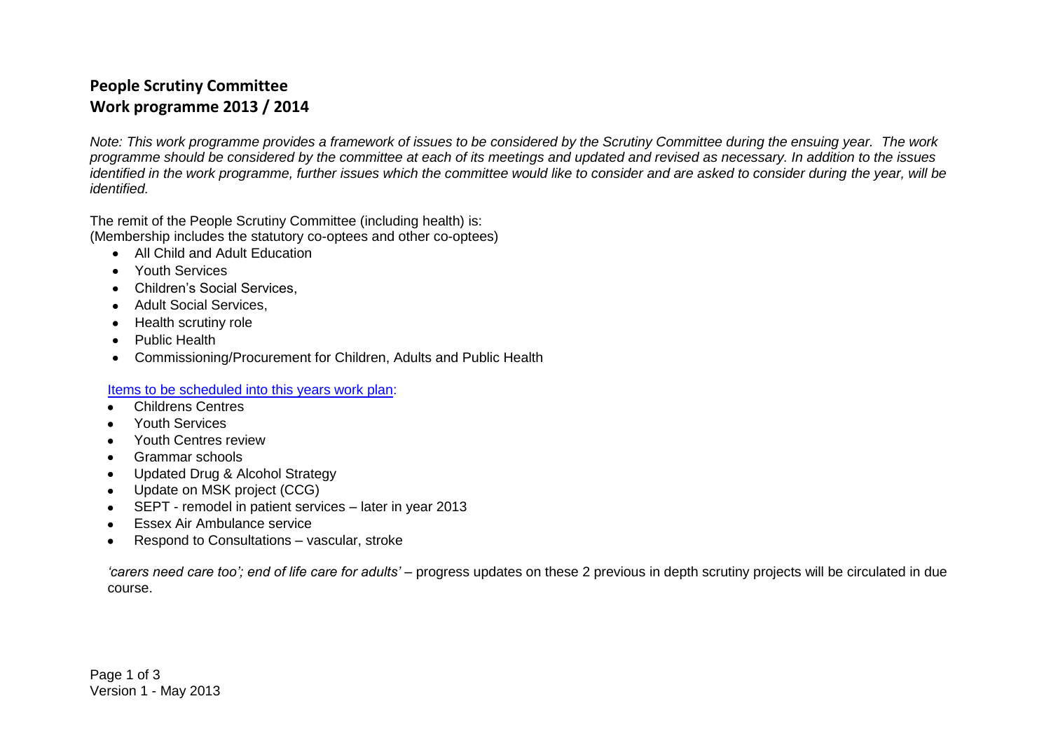# People Scrutiny Committee
# Work programme 2013 / 2014

*Note: This work programme provides a framework of issues to be considered by the Scrutiny Committee during the ensuing year. The work programme should be considered by the committee at each of its meetings and updated and revised as necessary. In addition to the issues identified in the work programme, further issues which the committee would like to consider and are asked to consider during the year, will be identified.*

The remit of the People Scrutiny Committee (including health) is:
(Membership includes the statutory co-optees and other co-optees)

- All Child and Adult Education
- Youth Services
- Children's Social Services,
- Adult Social Services,
- Health scrutiny role
- Public Health
- Commissioning/Procurement for Children, Adults and Public Health

Items to be scheduled into this years work plan:

- Childrens Centres
- Youth Services
- Youth Centres review
- Grammar schools
- Updated Drug & Alcohol Strategy
- Update on MSK project (CCG)
- SEPT - remodel in patient services – later in year 2013
- Essex Air Ambulance service
- Respond to Consultations – vascular, stroke

*'carers need care too'; end of life care for adults'* – progress updates on these 2 previous in depth scrutiny projects will be circulated in due course.

Version 1 - May 2013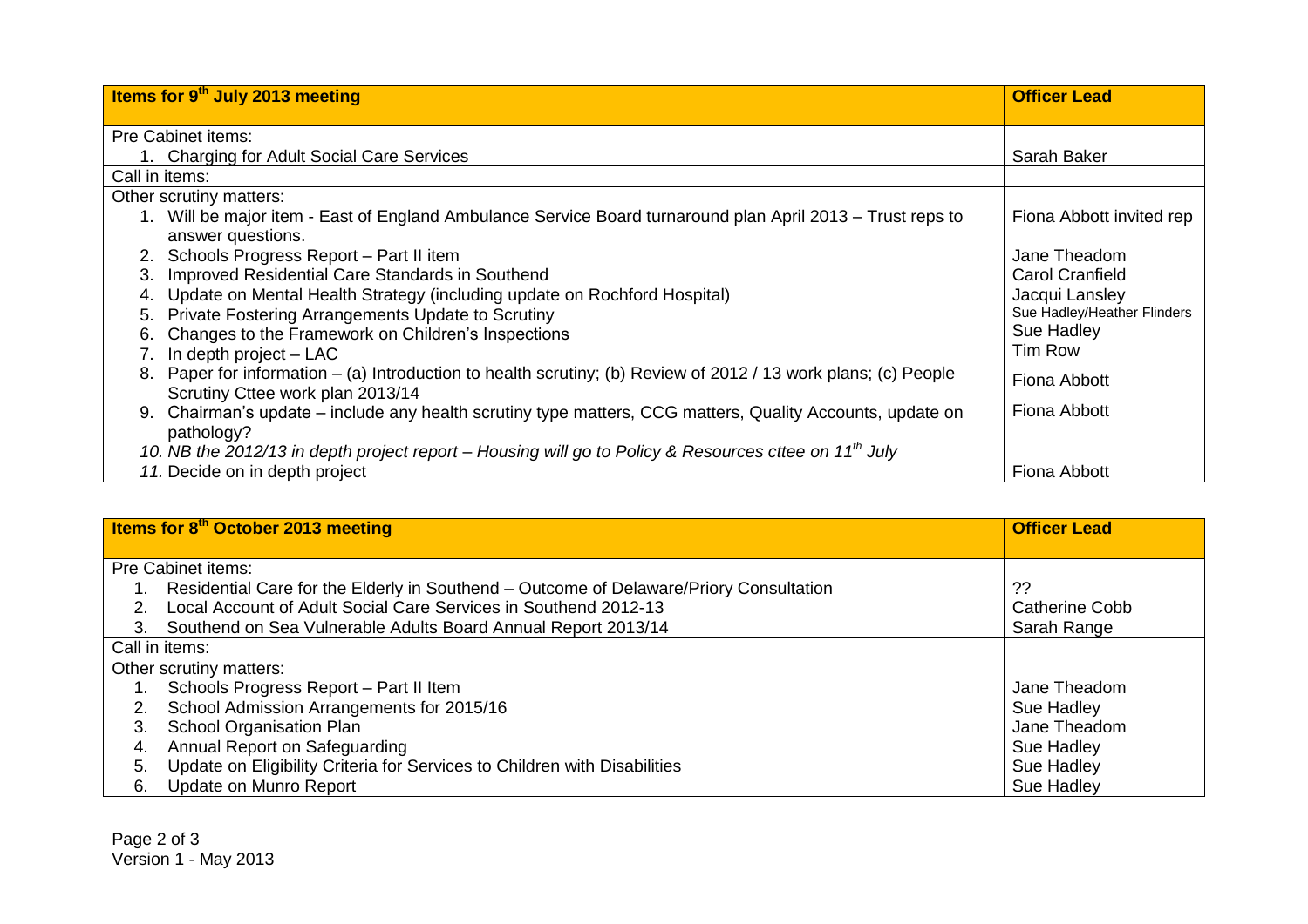| Items for 9th July 2013 meeting | Officer Lead |
|---|---|
| Pre Cabinet items: | |
| 1. Charging for Adult Social Care Services | Sarah Baker |
| Call in items: | |
| Other scrutiny matters: | |
| 1. Will be major item - East of England Ambulance Service Board turnaround plan April 2013 – Trust reps to answer questions. | Fiona Abbott invited rep |
| 2. Schools Progress Report – Part II item | Jane Theadom |
| 3. Improved Residential Care Standards in Southend | Carol Cranfield |
| 4. Update on Mental Health Strategy (including update on Rochford Hospital) | Jacqui Lansley |
| 5. Private Fostering Arrangements Update to Scrutiny | Sue Hadley/Heather Flinders |
| 6. Changes to the Framework on Children's Inspections | Sue Hadley |
| 7. In depth project – LAC | Tim Row |
| 8. Paper for information – (a) Introduction to health scrutiny; (b) Review of 2012 / 13 work plans; (c) People Scrutiny Cttee work plan 2013/14 | Fiona Abbott |
| 9. Chairman's update – include any health scrutiny type matters, CCG matters, Quality Accounts, update on pathology? | Fiona Abbott |
| *10. NB the 2012/13 in depth project report – Housing will go to Policy & Resources cttee on 11th July* | |
| *11.* Decide on in depth project | Fiona Abbott |

| Items for 8th October 2013 meeting | Officer Lead |
|---|---|
| Pre Cabinet items: | |
| 1. Residential Care for the Elderly in Southend – Outcome of Delaware/Priory Consultation | ?? |
| 2. Local Account of Adult Social Care Services in Southend 2012-13 | Catherine Cobb |
| 3. Southend on Sea Vulnerable Adults Board Annual Report 2013/14 | Sarah Range |
| Call in items: | |
| Other scrutiny matters: | |
| 1. Schools Progress Report – Part II Item | Jane Theadom |
| 2. School Admission Arrangements for 2015/16 | Sue Hadley |
| 3. School Organisation Plan | Jane Theadom |
| 4. Annual Report on Safeguarding | Sue Hadley |
| 5. Update on Eligibility Criteria for Services to Children with Disabilities | Sue Hadley |
| 6. Update on Munro Report | Sue Hadley |

Version 1 - May 2013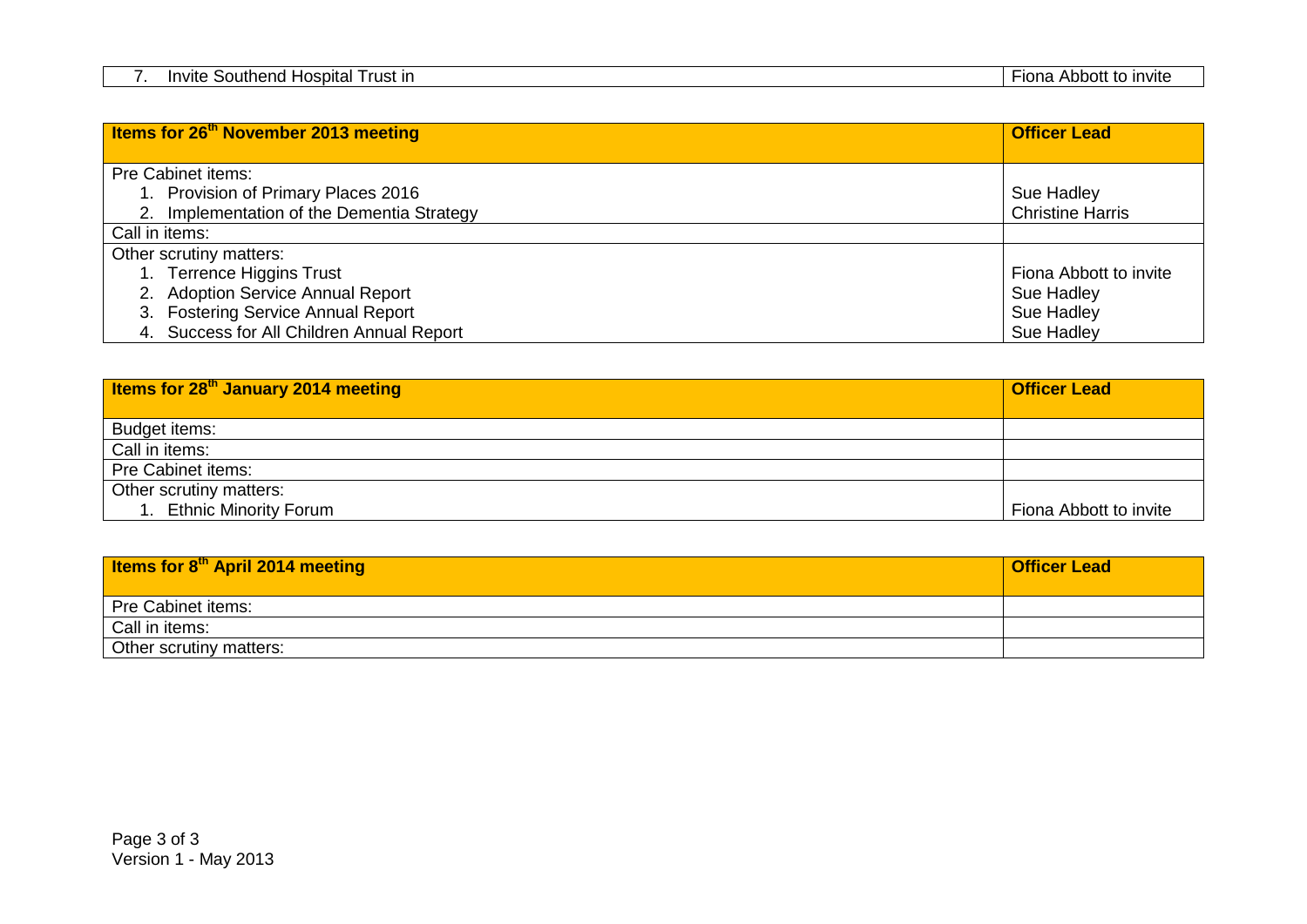| | |
|---|---|
| 7. Invite Southend Hospital Trust in | Fiona Abbott to invite |

| Items for 26th November 2013 meeting | Officer Lead |
|---|---|
| Pre Cabinet items: | |
| 1. Provision of Primary Places 2016 | Sue Hadley |
| 2. Implementation of the Dementia Strategy | Christine Harris |
| Call in items: | |
| Other scrutiny matters: | |
| 1. Terrence Higgins Trust | Fiona Abbott to invite |
| 2. Adoption Service Annual Report | Sue Hadley |
| 3. Fostering Service Annual Report | Sue Hadley |
| 4. Success for All Children Annual Report | Sue Hadley |

| Items for 28th January 2014 meeting | Officer Lead |
|---|---|
| Budget items: | |
| Call in items: | |
| Pre Cabinet items: | |
| Other scrutiny matters: | |
| 1. Ethnic Minority Forum | Fiona Abbott to invite |

| Items for 8th April 2014 meeting | Officer Lead |
|---|---|
| Pre Cabinet items: | |
| Call in items: | |
| Other scrutiny matters: | |

Version 1 - May 2013